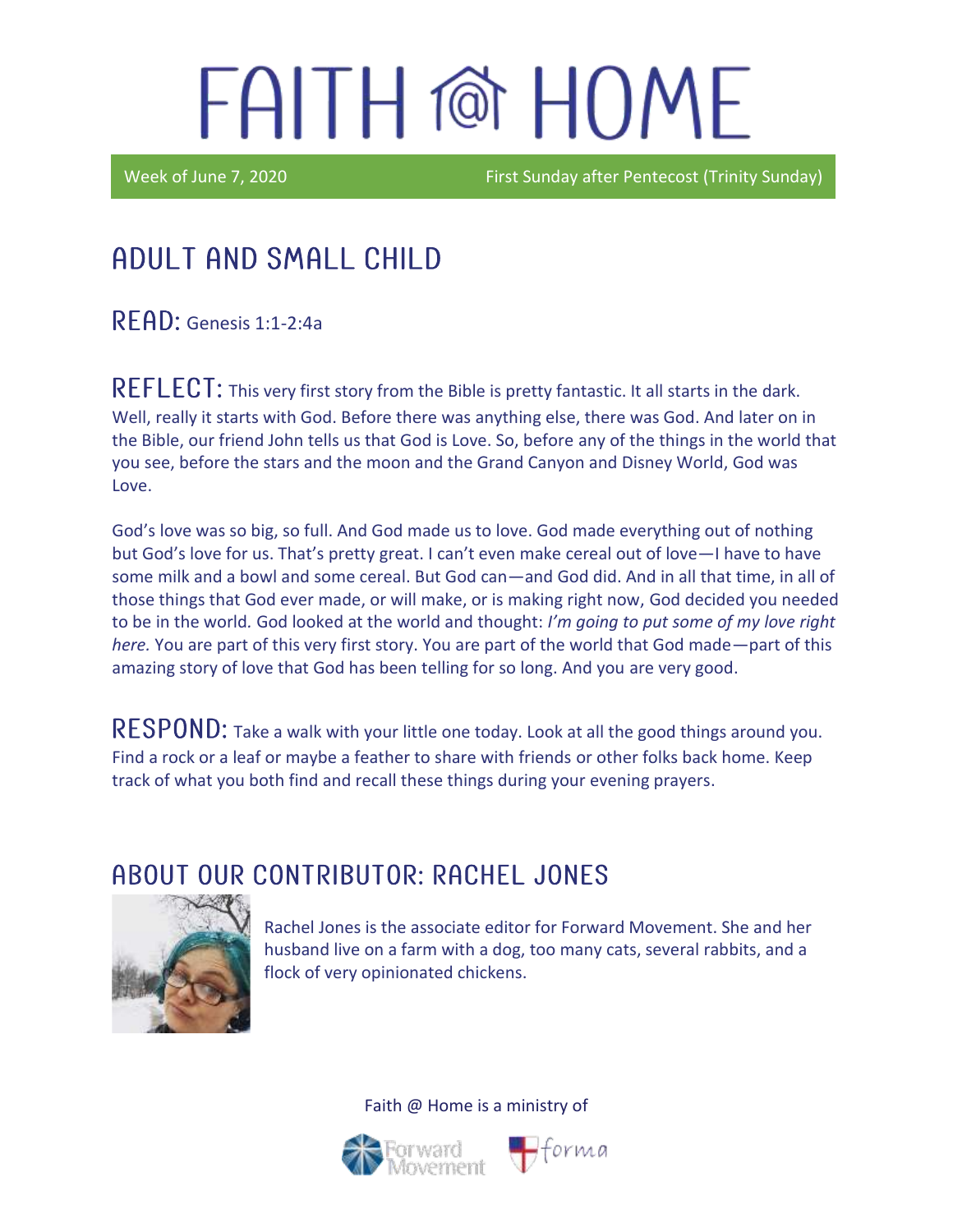# FAITH @ HOME

Week of June 7, 2020 First Sunday after Pentecost (Trinity Sunday)

## ADULT AND SMALL CHILD

**READ:** Genesis 1:1-2:4a

**REFLECT:** This very first story from the Bible is pretty fantastic. It all starts in the dark. Well, really it starts with God. Before there was anything else, there was God. And later on in the Bible, our friend John tells us that God is Love. So, before any of the things in the world that you see, before the stars and the moon and the Grand Canyon and Disney World, God was Love.

God's love was so big, so full. And God made us to love. God made everything out of nothing but God's love for us. That's pretty great. I can't even make cereal out of love—I have to have some milk and a bowl and some cereal. But God can—and God did. And in all that time, in all of those things that God ever made, or will make, or is making right now, God decided you needed to be in the world. God looked at the world and thought: *I'm going to put some of my love right here.* You are part of this very first story. You are part of the world that God made—part of this amazing story of love that God has been telling for so long. And you are very good.

**RESPOND:** Take a walk with your little one today. Look at all the good things around you. Find a rock or a leaf or maybe a feather to share with friends or other folks back home. Keep track of what you both find and recall these things during your evening prayers.

## ABOUT OUR CONTRIBUTOR: RACHEL JONES

Rachel Jones is the associate editor for Forward Movement. She and her husband live on a farm with a dog, too many cats, several rabbits, and a flock of very opinionated chickens.

Faith @ Home is a ministry of

Forward Movement forma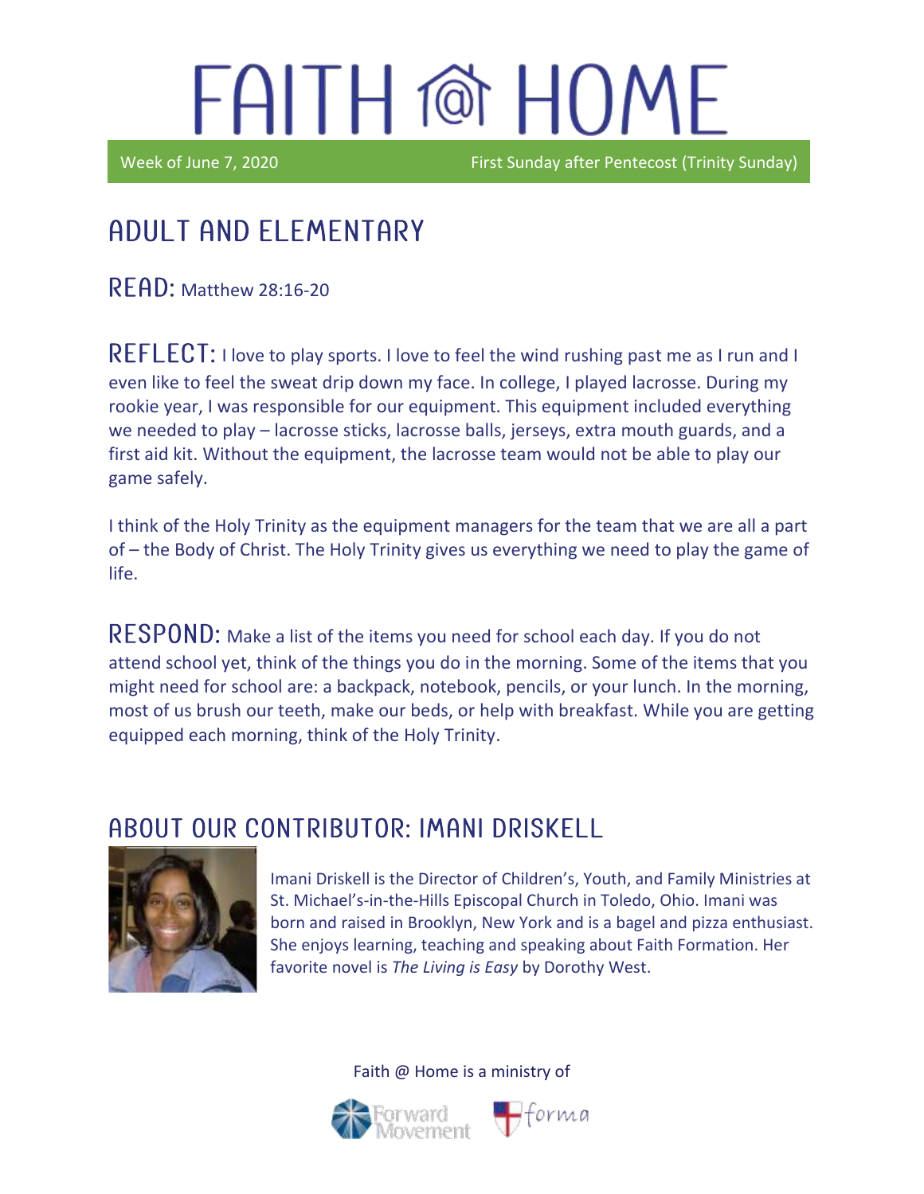# FAITH @ HOME

Week of June 7, 2020 — First Sunday after Pentecost (Trinity Sunday)

## ADULT AND ELEMENTARY

**READ:** Matthew 28:16-20

**REFLECT:** I love to play sports. I love to feel the wind rushing past me as I run and I even like to feel the sweat drip down my face. In college, I played lacrosse. During my rookie year, I was responsible for our equipment. This equipment included everything we needed to play – lacrosse sticks, lacrosse balls, jerseys, extra mouth guards, and a first aid kit. Without the equipment, the lacrosse team would not be able to play our game safely.

I think of the Holy Trinity as the equipment managers for the team that we are all a part of – the Body of Christ. The Holy Trinity gives us everything we need to play the game of life.

**RESPOND:** Make a list of the items you need for school each day. If you do not attend school yet, think of the things you do in the morning. Some of the items that you might need for school are: a backpack, notebook, pencils, or your lunch. In the morning, most of us brush our teeth, make our beds, or help with breakfast. While you are getting equipped each morning, think of the Holy Trinity.

## ABOUT OUR CONTRIBUTOR: IMANI DRISKELL

Imani Driskell is the Director of Children's, Youth, and Family Ministries at St. Michael's-in-the-Hills Episcopal Church in Toledo, Ohio. Imani was born and raised in Brooklyn, New York and is a bagel and pizza enthusiast. She enjoys learning, teaching and speaking about Faith Formation. Her favorite novel is *The Living is Easy* by Dorothy West.

Faith @ Home is a ministry of Forward Movement and forma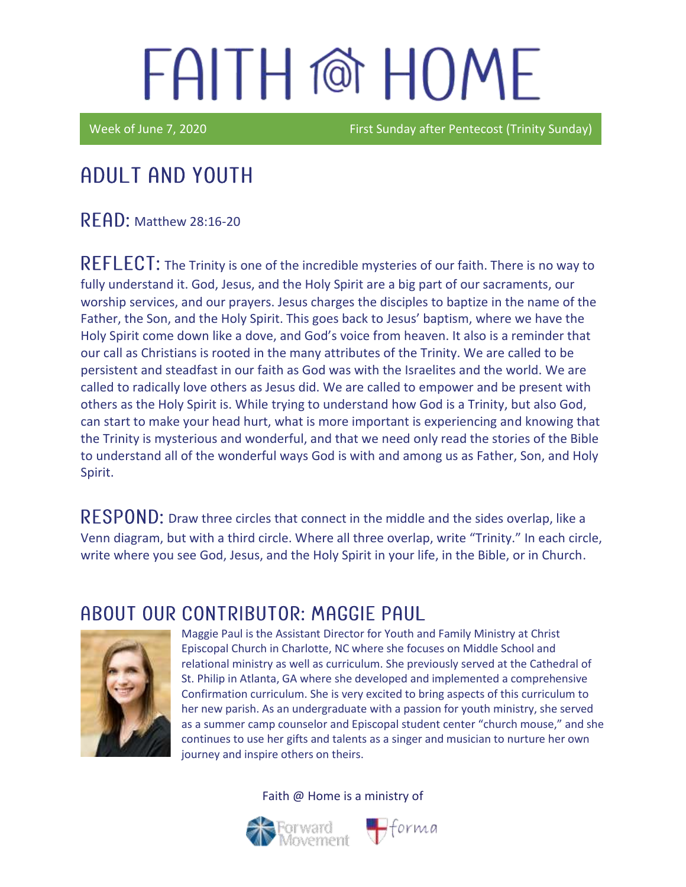# FAITH @ HOME

Week of June 7, 2020 First Sunday after Pentecost (Trinity Sunday)

## ADULT AND YOUTH

**READ:** Matthew 28:16-20

**REFLECT:** The Trinity is one of the incredible mysteries of our faith. There is no way to fully understand it. God, Jesus, and the Holy Spirit are a big part of our sacraments, our worship services, and our prayers. Jesus charges the disciples to baptize in the name of the Father, the Son, and the Holy Spirit. This goes back to Jesus' baptism, where we have the Holy Spirit come down like a dove, and God's voice from heaven. It also is a reminder that our call as Christians is rooted in the many attributes of the Trinity. We are called to be persistent and steadfast in our faith as God was with the Israelites and the world. We are called to radically love others as Jesus did. We are called to empower and be present with others as the Holy Spirit is. While trying to understand how God is a Trinity, but also God, can start to make your head hurt, what is more important is experiencing and knowing that the Trinity is mysterious and wonderful, and that we need only read the stories of the Bible to understand all of the wonderful ways God is with and among us as Father, Son, and Holy Spirit.

**RESPOND:** Draw three circles that connect in the middle and the sides overlap, like a Venn diagram, but with a third circle. Where all three overlap, write "Trinity." In each circle, write where you see God, Jesus, and the Holy Spirit in your life, in the Bible, or in Church.

## ABOUT OUR CONTRIBUTOR: MAGGIE PAUL

Maggie Paul is the Assistant Director for Youth and Family Ministry at Christ Episcopal Church in Charlotte, NC where she focuses on Middle School and relational ministry as well as curriculum. She previously served at the Cathedral of St. Philip in Atlanta, GA where she developed and implemented a comprehensive Confirmation curriculum. She is very excited to bring aspects of this curriculum to her new parish. As an undergraduate with a passion for youth ministry, she served as a summer camp counselor and Episcopal student center "church mouse," and she continues to use her gifts and talents as a singer and musician to nurture her own journey and inspire others on theirs.

Faith @ Home is a ministry of Forward Movement and forma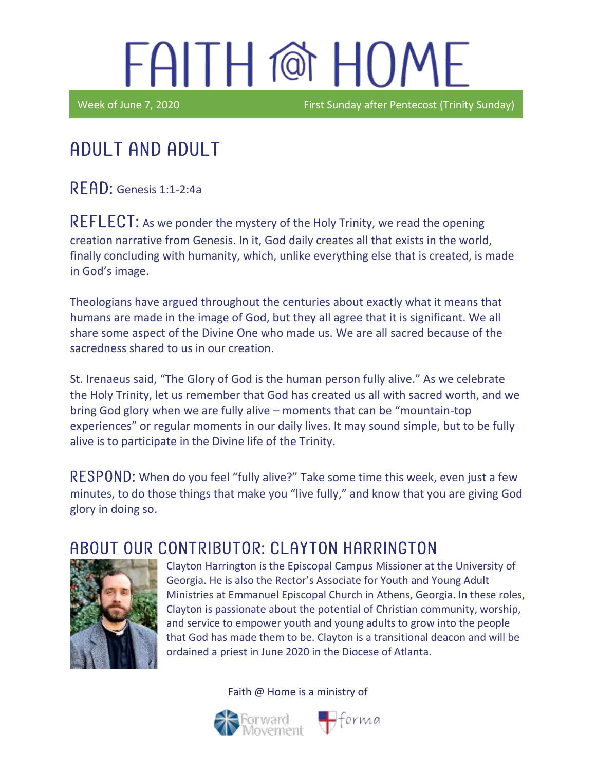# FAITH @ HOME

Week of June 7, 2020 First Sunday after Pentecost (Trinity Sunday)

## ADULT AND ADULT

**READ:** Genesis 1:1-2:4a

**REFLECT:** As we ponder the mystery of the Holy Trinity, we read the opening creation narrative from Genesis. In it, God daily creates all that exists in the world, finally concluding with humanity, which, unlike everything else that is created, is made in God's image.

Theologians have argued throughout the centuries about exactly what it means that humans are made in the image of God, but they all agree that it is significant. We all share some aspect of the Divine One who made us. We are all sacred because of the sacredness shared to us in our creation.

St. Irenaeus said, "The Glory of God is the human person fully alive." As we celebrate the Holy Trinity, let us remember that God has created us all with sacred worth, and we bring God glory when we are fully alive – moments that can be "mountain-top experiences" or regular moments in our daily lives. It may sound simple, but to be fully alive is to participate in the Divine life of the Trinity.

**RESPOND:** When do you feel "fully alive?" Take some time this week, even just a few minutes, to do those things that make you "live fully," and know that you are giving God glory in doing so.

## ABOUT OUR CONTRIBUTOR: CLAYTON HARRINGTON

Clayton Harrington is the Episcopal Campus Missioner at the University of Georgia. He is also the Rector's Associate for Youth and Young Adult Ministries at Emmanuel Episcopal Church in Athens, Georgia. In these roles, Clayton is passionate about the potential of Christian community, worship, and service to empower youth and young adults to grow into the people that God has made them to be. Clayton is a transitional deacon and will be ordained a priest in June 2020 in the Diocese of Atlanta.

Faith @ Home is a ministry of

Forward Movement forma